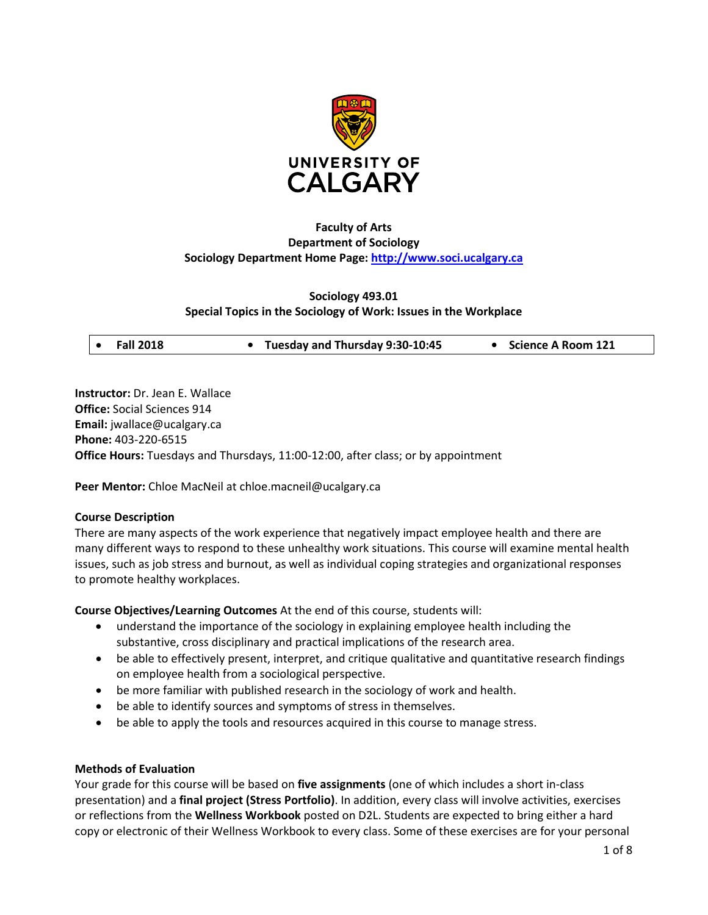**Faculty of Arts**
**Department of Sociology**
**Sociology Department Home Page: [http://www.soci.ucalgary.ca](http://www.soci.ucalgary.ca)**

# Sociology 493.01
## Special Topics in the Sociology of Work: Issues in the Workplace

| • Fall 2018 | • Tuesday and Thursday 9:30-10:45 | • Science A Room 121 |
|---|---|---|

**Instructor:** Dr. Jean E. Wallace
**Office:** Social Sciences 914
**Email:** jwallace@ucalgary.ca
**Phone:** 403-220-6515
**Office Hours:** Tuesdays and Thursdays, 11:00-12:00, after class; or by appointment

**Peer Mentor:** Chloe MacNeil at chloe.macneil@ucalgary.ca

### Course Description

There are many aspects of the work experience that negatively impact employee health and there are many different ways to respond to these unhealthy work situations. This course will examine mental health issues, such as job stress and burnout, as well as individual coping strategies and organizational responses to promote healthy workplaces.

**Course Objectives/Learning Outcomes** At the end of this course, students will:

- understand the importance of the sociology in explaining employee health including the substantive, cross disciplinary and practical implications of the research area.
- be able to effectively present, interpret, and critique qualitative and quantitative research findings on employee health from a sociological perspective.
- be more familiar with published research in the sociology of work and health.
- be able to identify sources and symptoms of stress in themselves.
- be able to apply the tools and resources acquired in this course to manage stress.

### Methods of Evaluation

Your grade for this course will be based on **five assignments** (one of which includes a short in-class presentation) and a **final project (Stress Portfolio)**. In addition, every class will involve activities, exercises or reflections from the **Wellness Workbook** posted on D2L. Students are expected to bring either a hard copy or electronic of their Wellness Workbook to every class. Some of these exercises are for your personal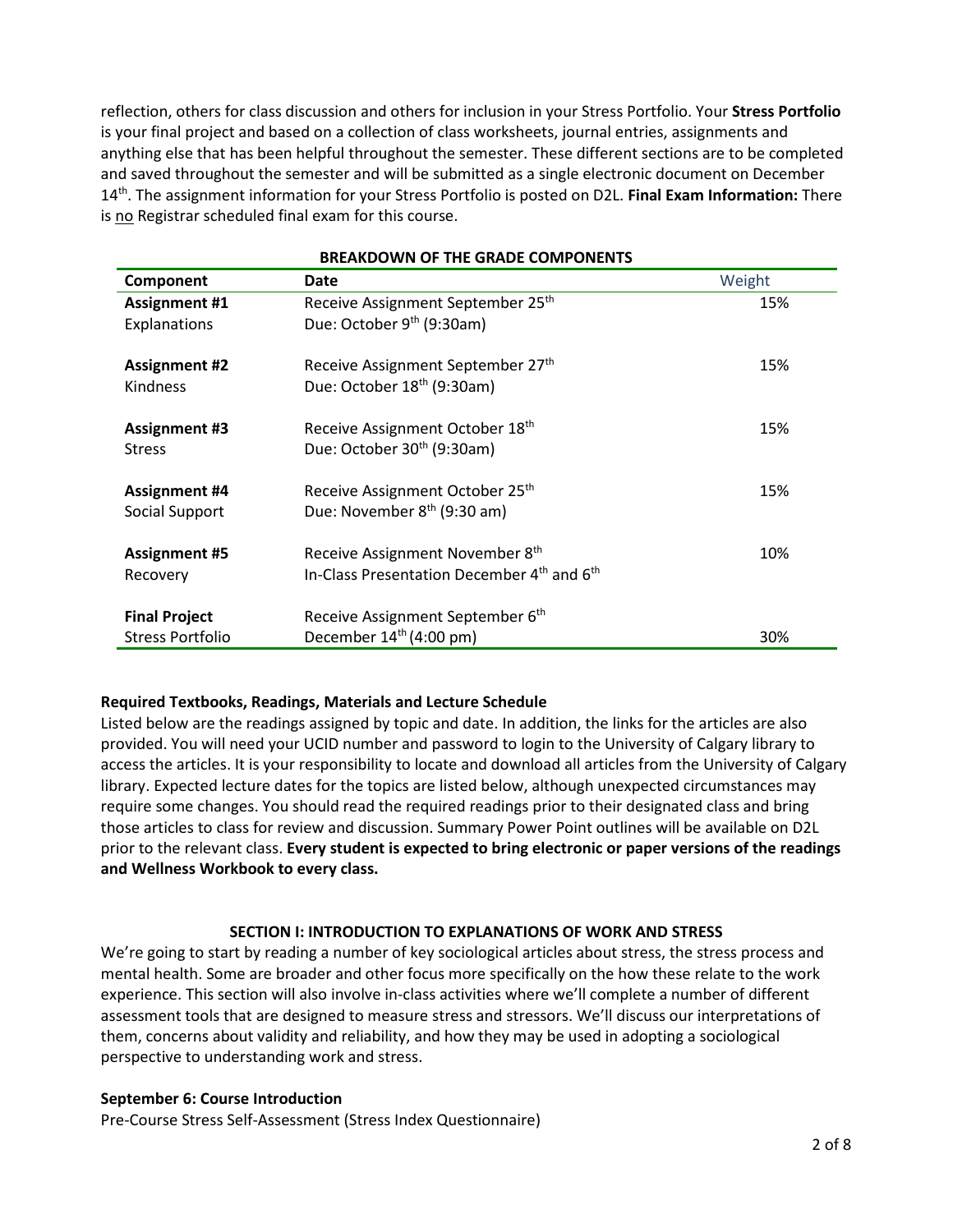reflection, others for class discussion and others for inclusion in your Stress Portfolio. Your **Stress Portfolio** is your final project and based on a collection of class worksheets, journal entries, assignments and anything else that has been helpful throughout the semester. These different sections are to be completed and saved throughout the semester and will be submitted as a single electronic document on December 14th. The assignment information for your Stress Portfolio is posted on D2L. **Final Exam Information:** There is no Registrar scheduled final exam for this course.

**BREAKDOWN OF THE GRADE COMPONENTS**

| Component | Date | Weight |
|---|---|---|
| **Assignment #1** Explanations | Receive Assignment September 25th Due: October 9th (9:30am) | 15% |
| **Assignment #2** Kindness | Receive Assignment September 27th Due: October 18th (9:30am) | 15% |
| **Assignment #3** Stress | Receive Assignment October 18th Due: October 30th (9:30am) | 15% |
| **Assignment #4** Social Support | Receive Assignment October 25th Due: November 8th (9:30 am) | 15% |
| **Assignment #5** Recovery | Receive Assignment November 8th In-Class Presentation December 4th and 6th | 10% |
| **Final Project** Stress Portfolio | Receive Assignment September 6th December 14th (4:00 pm) | 30% |

**Required Textbooks, Readings, Materials and Lecture Schedule**

Listed below are the readings assigned by topic and date. In addition, the links for the articles are also provided. You will need your UCID number and password to login to the University of Calgary library to access the articles. It is your responsibility to locate and download all articles from the University of Calgary library. Expected lecture dates for the topics are listed below, although unexpected circumstances may require some changes. You should read the required readings prior to their designated class and bring those articles to class for review and discussion. Summary Power Point outlines will be available on D2L prior to the relevant class. **Every student is expected to bring electronic or paper versions of the readings and Wellness Workbook to every class.**

## SECTION I: INTRODUCTION TO EXPLANATIONS OF WORK AND STRESS

We're going to start by reading a number of key sociological articles about stress, the stress process and mental health. Some are broader and other focus more specifically on the how these relate to the work experience. This section will also involve in-class activities where we'll complete a number of different assessment tools that are designed to measure stress and stressors. We'll discuss our interpretations of them, concerns about validity and reliability, and how they may be used in adopting a sociological perspective to understanding work and stress.

**September 6: Course Introduction**

Pre-Course Stress Self-Assessment (Stress Index Questionnaire)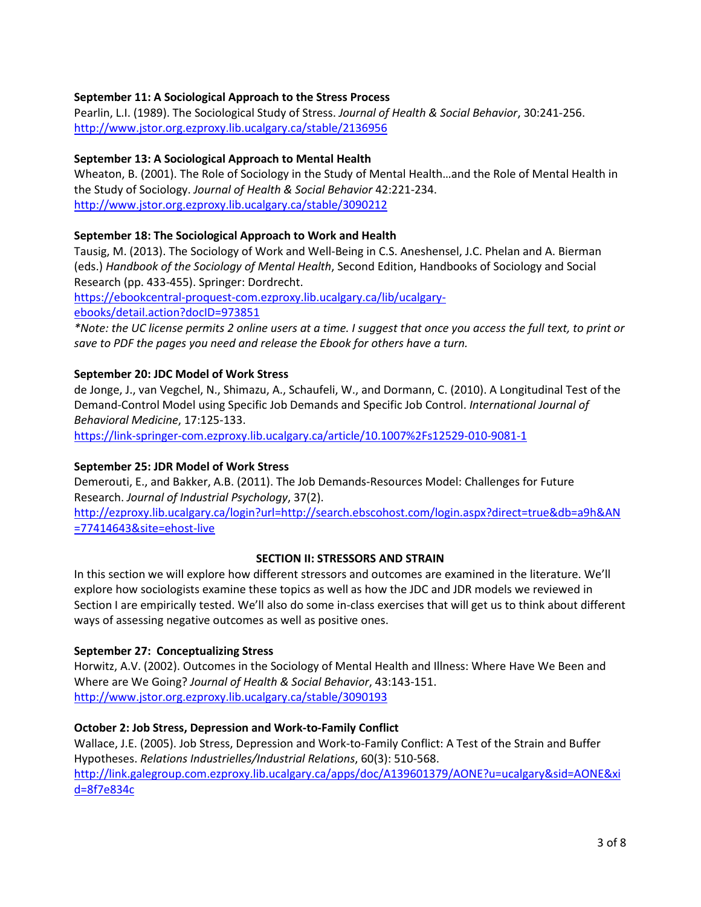**September 11: A Sociological Approach to the Stress Process**

Pearlin, L.I. (1989). The Sociological Study of Stress. *Journal of Health & Social Behavior*, 30:241-256.
http://www.jstor.org.ezproxy.lib.ucalgary.ca/stable/2136956

**September 13: A Sociological Approach to Mental Health**

Wheaton, B. (2001). The Role of Sociology in the Study of Mental Health…and the Role of Mental Health in the Study of Sociology. *Journal of Health & Social Behavior* 42:221-234.
http://www.jstor.org.ezproxy.lib.ucalgary.ca/stable/3090212

**September 18: The Sociological Approach to Work and Health**

Tausig, M. (2013). The Sociology of Work and Well-Being in C.S. Aneshensel, J.C. Phelan and A. Bierman (eds.) *Handbook of the Sociology of Mental Health*, Second Edition, Handbooks of Sociology and Social Research (pp. 433-455). Springer: Dordrecht.
https://ebookcentral-proquest-com.ezproxy.lib.ucalgary.ca/lib/ucalgary-ebooks/detail.action?docID=973851

*\*Note: the UC license permits 2 online users at a time. I suggest that once you access the full text, to print or save to PDF the pages you need and release the Ebook for others have a turn.*

**September 20: JDC Model of Work Stress**

de Jonge, J., van Vegchel, N., Shimazu, A., Schaufeli, W., and Dormann, C. (2010). A Longitudinal Test of the Demand-Control Model using Specific Job Demands and Specific Job Control. *International Journal of Behavioral Medicine*, 17:125-133.
https://link-springer-com.ezproxy.lib.ucalgary.ca/article/10.1007%2Fs12529-010-9081-1

**September 25: JDR Model of Work Stress**

Demerouti, E., and Bakker, A.B. (2011). The Job Demands-Resources Model: Challenges for Future Research. *Journal of Industrial Psychology*, 37(2).
http://ezproxy.lib.ucalgary.ca/login?url=http://search.ebscohost.com/login.aspx?direct=true&db=a9h&AN=77414643&site=ehost-live

## SECTION II: STRESSORS AND STRAIN

In this section we will explore how different stressors and outcomes are examined in the literature. We'll explore how sociologists examine these topics as well as how the JDC and JDR models we reviewed in Section I are empirically tested. We'll also do some in-class exercises that will get us to think about different ways of assessing negative outcomes as well as positive ones.

**September 27: Conceptualizing Stress**

Horwitz, A.V. (2002). Outcomes in the Sociology of Mental Health and Illness: Where Have We Been and Where are We Going? *Journal of Health & Social Behavior*, 43:143-151.
http://www.jstor.org.ezproxy.lib.ucalgary.ca/stable/3090193

**October 2: Job Stress, Depression and Work-to-Family Conflict**

Wallace, J.E. (2005). Job Stress, Depression and Work-to-Family Conflict: A Test of the Strain and Buffer Hypotheses. *Relations Industrielles/Industrial Relations*, 60(3): 510-568.
http://link.galegroup.com.ezproxy.lib.ucalgary.ca/apps/doc/A139601379/AONE?u=ucalgary&sid=AONE&xid=8f7e834c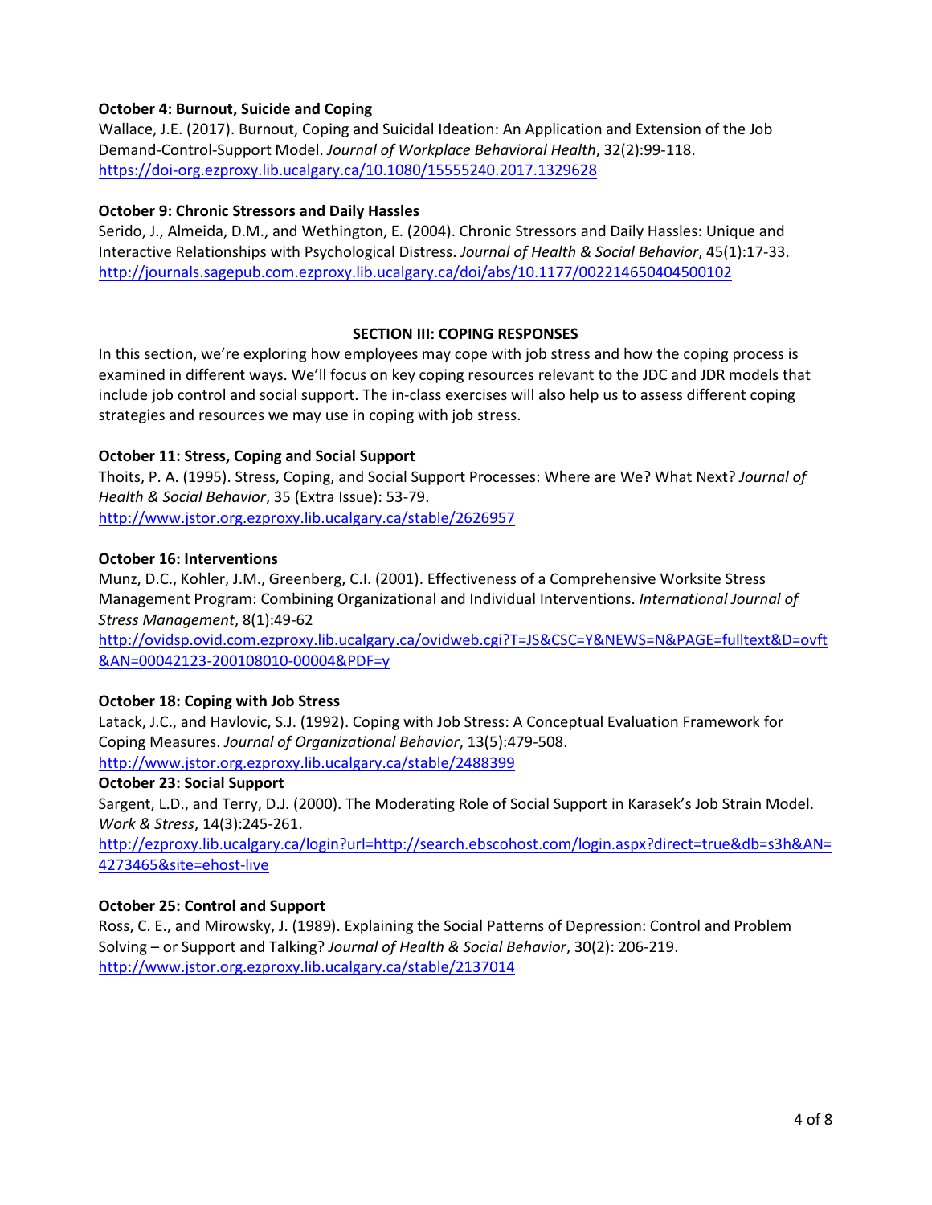**October 4: Burnout, Suicide and Coping**

Wallace, J.E. (2017). Burnout, Coping and Suicidal Ideation: An Application and Extension of the Job Demand-Control-Support Model. *Journal of Workplace Behavioral Health*, 32(2):99-118. https://doi-org.ezproxy.lib.ucalgary.ca/10.1080/15555240.2017.1329628

**October 9: Chronic Stressors and Daily Hassles**

Serido, J., Almeida, D.M., and Wethington, E. (2004). Chronic Stressors and Daily Hassles: Unique and Interactive Relationships with Psychological Distress. *Journal of Health & Social Behavior*, 45(1):17-33. http://journals.sagepub.com.ezproxy.lib.ucalgary.ca/doi/abs/10.1177/002214650404500102

## SECTION III: COPING RESPONSES

In this section, we're exploring how employees may cope with job stress and how the coping process is examined in different ways. We'll focus on key coping resources relevant to the JDC and JDR models that include job control and social support. The in-class exercises will also help us to assess different coping strategies and resources we may use in coping with job stress.

**October 11: Stress, Coping and Social Support**

Thoits, P. A. (1995). Stress, Coping, and Social Support Processes: Where are We? What Next? *Journal of Health & Social Behavior*, 35 (Extra Issue): 53-79. http://www.jstor.org.ezproxy.lib.ucalgary.ca/stable/2626957

**October 16: Interventions**

Munz, D.C., Kohler, J.M., Greenberg, C.I. (2001). Effectiveness of a Comprehensive Worksite Stress Management Program: Combining Organizational and Individual Interventions. *International Journal of Stress Management*, 8(1):49-62

http://ovidsp.ovid.com.ezproxy.lib.ucalgary.ca/ovidweb.cgi?T=JS&CSC=Y&NEWS=N&PAGE=fulltext&D=ovft&AN=00042123-200108010-00004&PDF=y

**October 18: Coping with Job Stress**

Latack, J.C., and Havlovic, S.J. (1992). Coping with Job Stress: A Conceptual Evaluation Framework for Coping Measures. *Journal of Organizational Behavior*, 13(5):479-508. http://www.jstor.org.ezproxy.lib.ucalgary.ca/stable/2488399

**October 23: Social Support**

Sargent, L.D., and Terry, D.J. (2000). The Moderating Role of Social Support in Karasek's Job Strain Model. *Work & Stress*, 14(3):245-261.

http://ezproxy.lib.ucalgary.ca/login?url=http://search.ebscohost.com/login.aspx?direct=true&db=s3h&AN=4273465&site=ehost-live

**October 25: Control and Support**

Ross, C. E., and Mirowsky, J. (1989). Explaining the Social Patterns of Depression: Control and Problem Solving – or Support and Talking? *Journal of Health & Social Behavior*, 30(2): 206-219. http://www.jstor.org.ezproxy.lib.ucalgary.ca/stable/2137014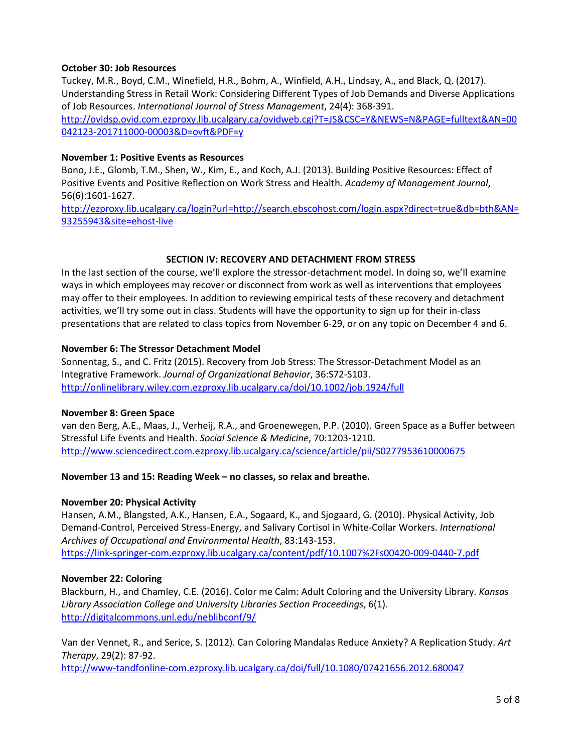**October 30: Job Resources**

Tuckey, M.R., Boyd, C.M., Winefield, H.R., Bohm, A., Winfield, A.H., Lindsay, A., and Black, Q. (2017). Understanding Stress in Retail Work: Considering Different Types of Job Demands and Diverse Applications of Job Resources. *International Journal of Stress Management*, 24(4): 368-391.
http://ovidsp.ovid.com.ezproxy.lib.ucalgary.ca/ovidweb.cgi?T=JS&CSC=Y&NEWS=N&PAGE=fulltext&AN=00042123-201711000-00003&D=ovft&PDF=y

**November 1: Positive Events as Resources**

Bono, J.E., Glomb, T.M., Shen, W., Kim, E., and Koch, A.J. (2013). Building Positive Resources: Effect of Positive Events and Positive Reflection on Work Stress and Health. *Academy of Management Journal*, 56(6):1601-1627.
http://ezproxy.lib.ucalgary.ca/login?url=http://search.ebscohost.com/login.aspx?direct=true&db=bth&AN=93255943&site=ehost-live

## SECTION IV: RECOVERY AND DETACHMENT FROM STRESS

In the last section of the course, we'll explore the stressor-detachment model. In doing so, we'll examine ways in which employees may recover or disconnect from work as well as interventions that employees may offer to their employees. In addition to reviewing empirical tests of these recovery and detachment activities, we'll try some out in class. Students will have the opportunity to sign up for their in-class presentations that are related to class topics from November 6-29, or on any topic on December 4 and 6.

**November 6: The Stressor Detachment Model**

Sonnentag, S., and C. Fritz (2015). Recovery from Job Stress: The Stressor-Detachment Model as an Integrative Framework. *Journal of Organizational Behavior*, 36:S72-S103.
http://onlinelibrary.wiley.com.ezproxy.lib.ucalgary.ca/doi/10.1002/job.1924/full

**November 8: Green Space**

van den Berg, A.E., Maas, J., Verheij, R.A., and Groenewegen, P.P. (2010). Green Space as a Buffer between Stressful Life Events and Health. *Social Science & Medicine*, 70:1203-1210.
http://www.sciencedirect.com.ezproxy.lib.ucalgary.ca/science/article/pii/S0277953610000675

**November 13 and 15: Reading Week – no classes, so relax and breathe.**

**November 20: Physical Activity**

Hansen, A.M., Blangsted, A.K., Hansen, E.A., Sogaard, K., and Sjogaard, G. (2010). Physical Activity, Job Demand-Control, Perceived Stress-Energy, and Salivary Cortisol in White-Collar Workers. *International Archives of Occupational and Environmental Health*, 83:143-153.
https://link-springer-com.ezproxy.lib.ucalgary.ca/content/pdf/10.1007%2Fs00420-009-0440-7.pdf

**November 22: Coloring**

Blackburn, H., and Chamley, C.E. (2016). Color me Calm: Adult Coloring and the University Library. *Kansas Library Association College and University Libraries Section Proceedings*, 6(1).
http://digitalcommons.unl.edu/neblibconf/9/

Van der Vennet, R., and Serice, S. (2012). Can Coloring Mandalas Reduce Anxiety? A Replication Study. *Art Therapy*, 29(2): 87-92.
http://www-tandfonline-com.ezproxy.lib.ucalgary.ca/doi/full/10.1080/07421656.2012.680047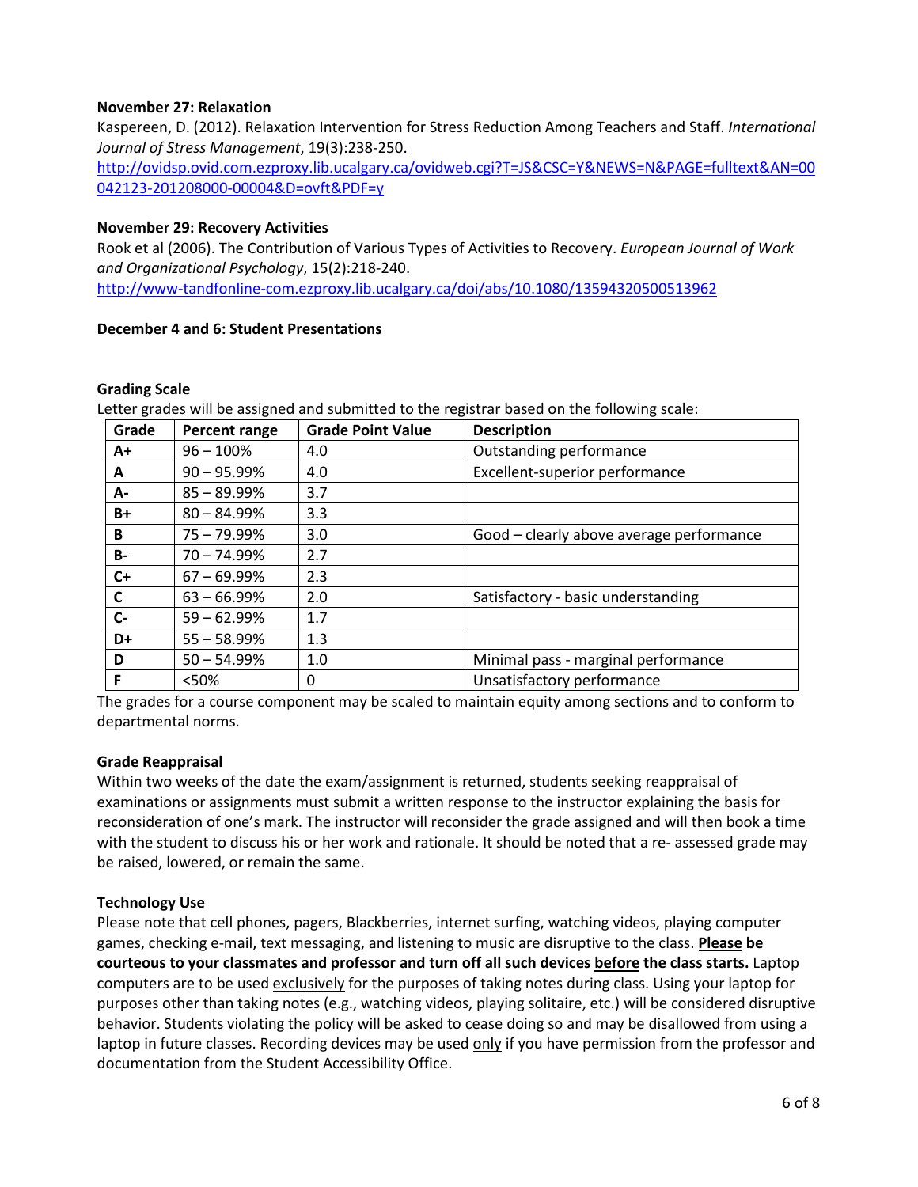**November 27: Relaxation**

Kaspereen, D. (2012). Relaxation Intervention for Stress Reduction Among Teachers and Staff. *International Journal of Stress Management*, 19(3):238-250.
http://ovidsp.ovid.com.ezproxy.lib.ucalgary.ca/ovidweb.cgi?T=JS&CSC=Y&NEWS=N&PAGE=fulltext&AN=00042123-201208000-00004&D=ovft&PDF=y

**November 29: Recovery Activities**

Rook et al (2006). The Contribution of Various Types of Activities to Recovery. *European Journal of Work and Organizational Psychology*, 15(2):218-240.
http://www-tandfonline-com.ezproxy.lib.ucalgary.ca/doi/abs/10.1080/13594320500513962

**December 4 and 6: Student Presentations**

**Grading Scale**

Letter grades will be assigned and submitted to the registrar based on the following scale:

| Grade | Percent range | Grade Point Value | Description |
|---|---|---|---|
| A+ | 96 – 100% | 4.0 | Outstanding performance |
| A | 90 – 95.99% | 4.0 | Excellent-superior performance |
| A- | 85 – 89.99% | 3.7 | |
| B+ | 80 – 84.99% | 3.3 | |
| B | 75 – 79.99% | 3.0 | Good – clearly above average performance |
| B- | 70 – 74.99% | 2.7 | |
| C+ | 67 – 69.99% | 2.3 | |
| C | 63 – 66.99% | 2.0 | Satisfactory - basic understanding |
| C- | 59 – 62.99% | 1.7 | |
| D+ | 55 – 58.99% | 1.3 | |
| D | 50 – 54.99% | 1.0 | Minimal pass - marginal performance |
| F | <50% | 0 | Unsatisfactory performance |

The grades for a course component may be scaled to maintain equity among sections and to conform to departmental norms.

**Grade Reappraisal**

Within two weeks of the date the exam/assignment is returned, students seeking reappraisal of examinations or assignments must submit a written response to the instructor explaining the basis for reconsideration of one's mark. The instructor will reconsider the grade assigned and will then book a time with the student to discuss his or her work and rationale. It should be noted that a re- assessed grade may be raised, lowered, or remain the same.

**Technology Use**

Please note that cell phones, pagers, Blackberries, internet surfing, watching videos, playing computer games, checking e-mail, text messaging, and listening to music are disruptive to the class. **Please be courteous to your classmates and professor and turn off all such devices before the class starts.** Laptop computers are to be used exclusively for the purposes of taking notes during class. Using your laptop for purposes other than taking notes (e.g., watching videos, playing solitaire, etc.) will be considered disruptive behavior. Students violating the policy will be asked to cease doing so and may be disallowed from using a laptop in future classes. Recording devices may be used only if you have permission from the professor and documentation from the Student Accessibility Office.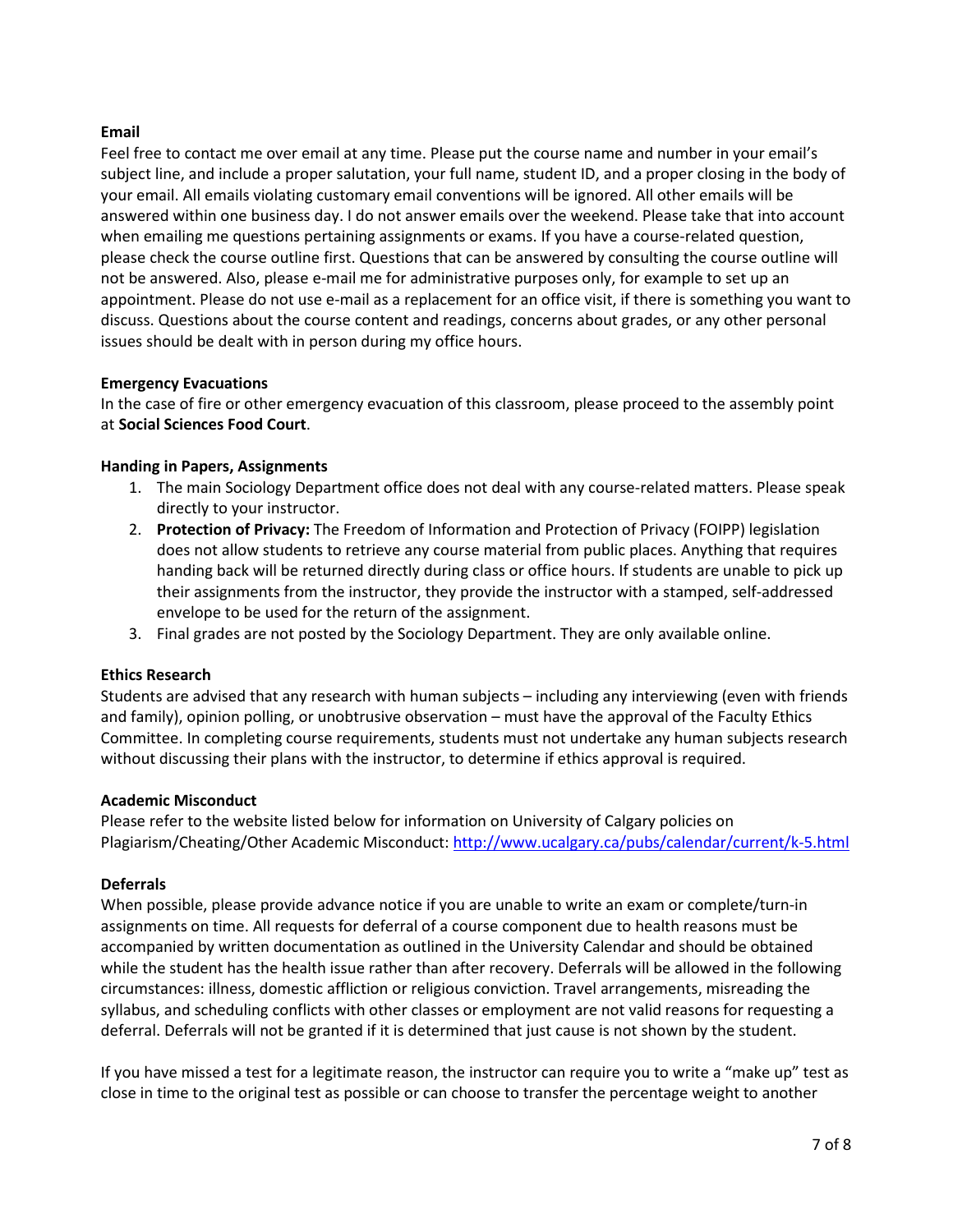**Email**

Feel free to contact me over email at any time. Please put the course name and number in your email's subject line, and include a proper salutation, your full name, student ID, and a proper closing in the body of your email. All emails violating customary email conventions will be ignored. All other emails will be answered within one business day. I do not answer emails over the weekend. Please take that into account when emailing me questions pertaining assignments or exams. If you have a course-related question, please check the course outline first. Questions that can be answered by consulting the course outline will not be answered. Also, please e-mail me for administrative purposes only, for example to set up an appointment. Please do not use e-mail as a replacement for an office visit, if there is something you want to discuss. Questions about the course content and readings, concerns about grades, or any other personal issues should be dealt with in person during my office hours.

**Emergency Evacuations**

In the case of fire or other emergency evacuation of this classroom, please proceed to the assembly point at **Social Sciences Food Court**.

**Handing in Papers, Assignments**

1. The main Sociology Department office does not deal with any course-related matters. Please speak directly to your instructor.
2. **Protection of Privacy:** The Freedom of Information and Protection of Privacy (FOIPP) legislation does not allow students to retrieve any course material from public places. Anything that requires handing back will be returned directly during class or office hours. If students are unable to pick up their assignments from the instructor, they provide the instructor with a stamped, self-addressed envelope to be used for the return of the assignment.
3. Final grades are not posted by the Sociology Department. They are only available online.

**Ethics Research**

Students are advised that any research with human subjects – including any interviewing (even with friends and family), opinion polling, or unobtrusive observation – must have the approval of the Faculty Ethics Committee. In completing course requirements, students must not undertake any human subjects research without discussing their plans with the instructor, to determine if ethics approval is required.

**Academic Misconduct**

Please refer to the website listed below for information on University of Calgary policies on Plagiarism/Cheating/Other Academic Misconduct: http://www.ucalgary.ca/pubs/calendar/current/k-5.html

**Deferrals**

When possible, please provide advance notice if you are unable to write an exam or complete/turn-in assignments on time. All requests for deferral of a course component due to health reasons must be accompanied by written documentation as outlined in the University Calendar and should be obtained while the student has the health issue rather than after recovery. Deferrals will be allowed in the following circumstances: illness, domestic affliction or religious conviction. Travel arrangements, misreading the syllabus, and scheduling conflicts with other classes or employment are not valid reasons for requesting a deferral. Deferrals will not be granted if it is determined that just cause is not shown by the student.

If you have missed a test for a legitimate reason, the instructor can require you to write a "make up" test as close in time to the original test as possible or can choose to transfer the percentage weight to another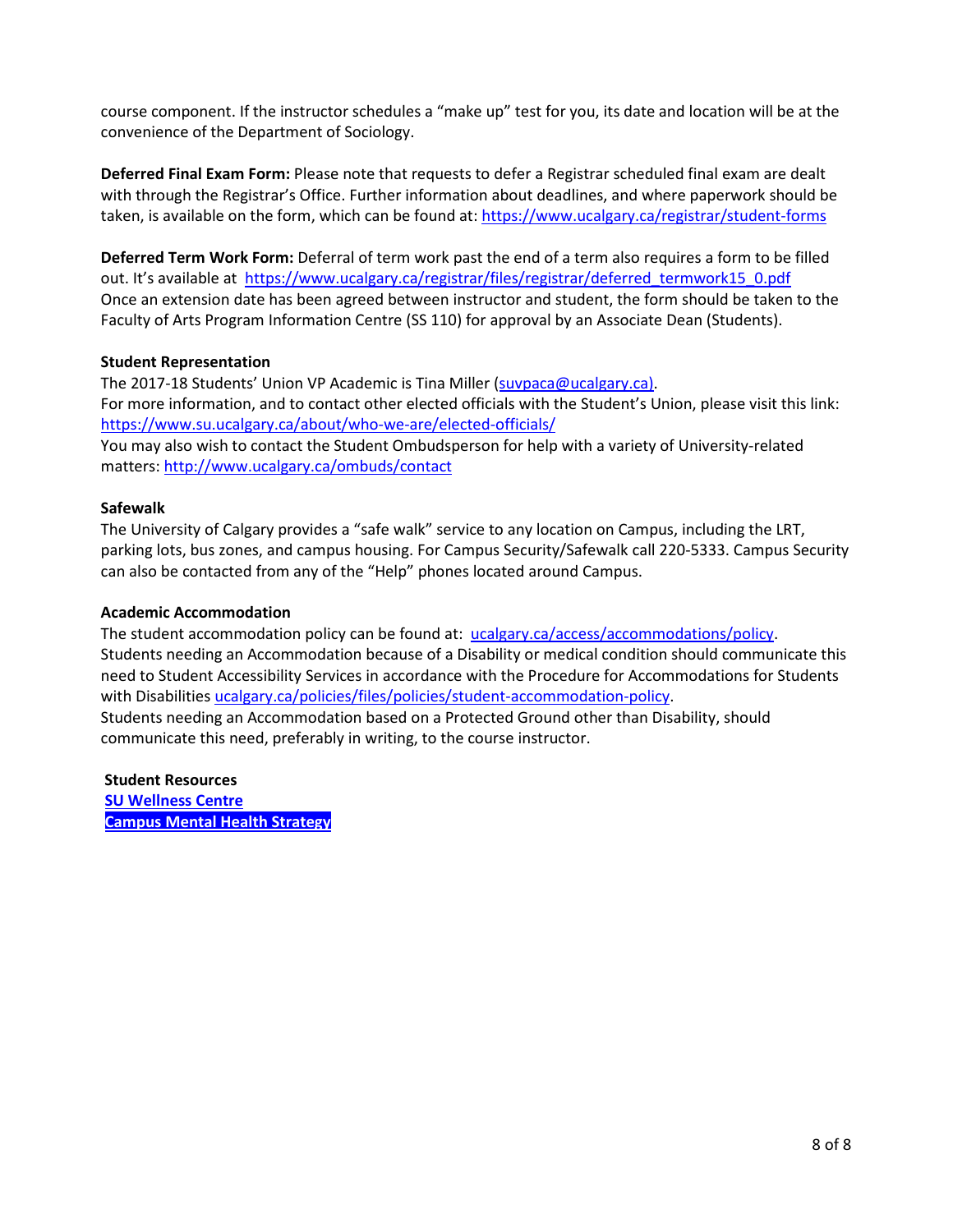course component. If the instructor schedules a "make up" test for you, its date and location will be at the convenience of the Department of Sociology.

**Deferred Final Exam Form:** Please note that requests to defer a Registrar scheduled final exam are dealt with through the Registrar's Office. Further information about deadlines, and where paperwork should be taken, is available on the form, which can be found at: https://www.ucalgary.ca/registrar/student-forms

**Deferred Term Work Form:** Deferral of term work past the end of a term also requires a form to be filled out. It's available at https://www.ucalgary.ca/registrar/files/registrar/deferred_termwork15_0.pdf
Once an extension date has been agreed between instructor and student, the form should be taken to the Faculty of Arts Program Information Centre (SS 110) for approval by an Associate Dean (Students).

**Student Representation**

The 2017-18 Students' Union VP Academic is Tina Miller (suvpaca@ucalgary.ca).
For more information, and to contact other elected officials with the Student's Union, please visit this link: https://www.su.ucalgary.ca/about/who-we-are/elected-officials/
You may also wish to contact the Student Ombudsperson for help with a variety of University-related matters: http://www.ucalgary.ca/ombuds/contact

**Safewalk**

The University of Calgary provides a "safe walk" service to any location on Campus, including the LRT, parking lots, bus zones, and campus housing. For Campus Security/Safewalk call 220-5333. Campus Security can also be contacted from any of the "Help" phones located around Campus.

**Academic Accommodation**

The student accommodation policy can be found at: ucalgary.ca/access/accommodations/policy.
Students needing an Accommodation because of a Disability or medical condition should communicate this need to Student Accessibility Services in accordance with the Procedure for Accommodations for Students with Disabilities ucalgary.ca/policies/files/policies/student-accommodation-policy.
Students needing an Accommodation based on a Protected Ground other than Disability, should communicate this need, preferably in writing, to the course instructor.

**Student Resources**

**SU Wellness Centre**
**Campus Mental Health Strategy**